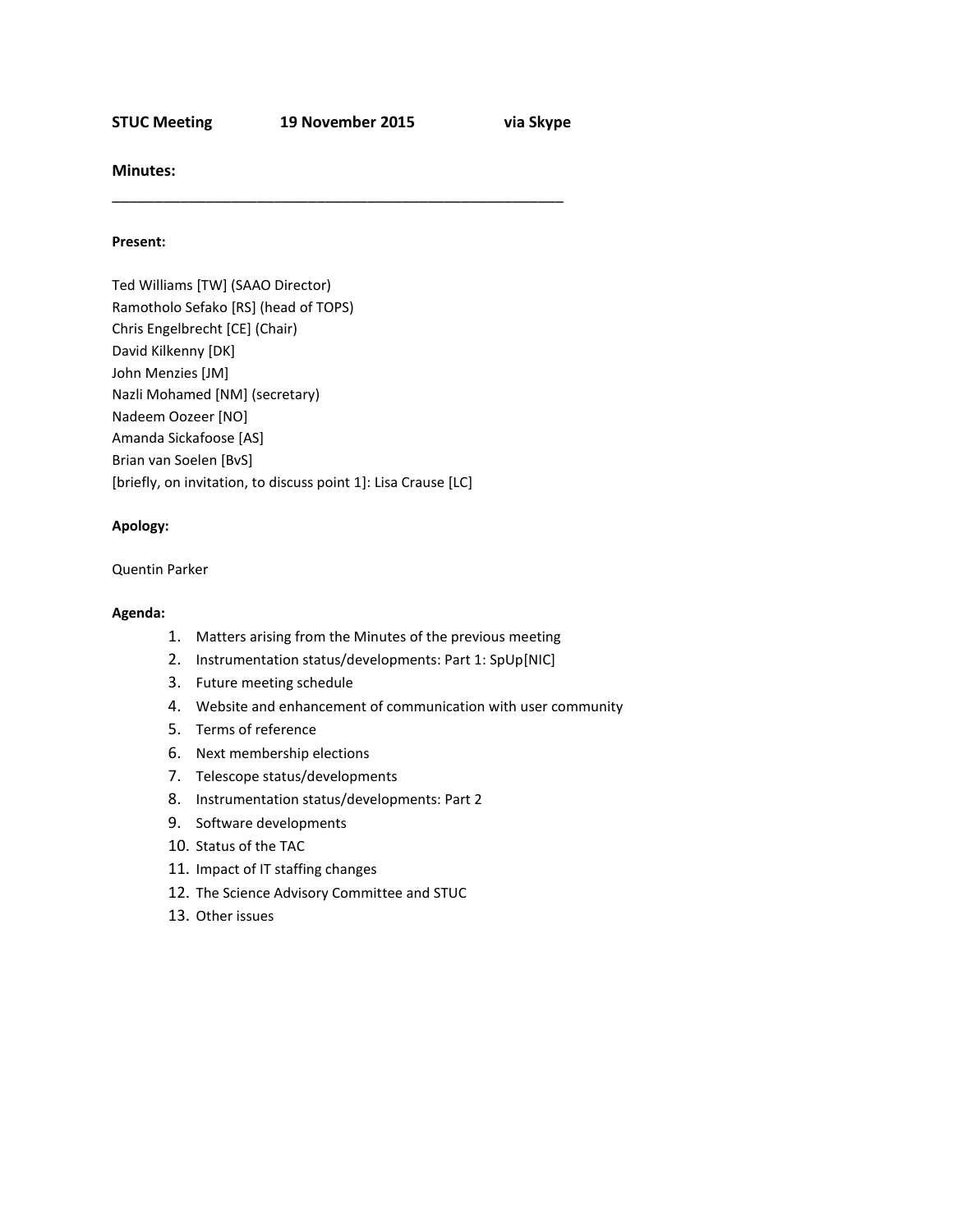**STUC Meeting 19 November 2015 via Skype**

## Minutes:

---

**Present:**

Ted Williams [TW] (SAAO Director)
Ramotholo Sefako [RS] (head of TOPS)
Chris Engelbrecht [CE] (Chair)
David Kilkenny [DK]
John Menzies [JM]
Nazli Mohamed [NM] (secretary)
Nadeem Oozeer [NO]
Amanda Sickafoose [AS]
Brian van Soelen [BvS]
[briefly, on invitation, to discuss point 1]: Lisa Crause [LC]

**Apology:**

Quentin Parker

**Agenda:**

1. Matters arising from the Minutes of the previous meeting
2. Instrumentation status/developments: Part 1: SpUp[NIC]
3. Future meeting schedule
4. Website and enhancement of communication with user community
5. Terms of reference
6. Next membership elections
7. Telescope status/developments
8. Instrumentation status/developments: Part 2
9. Software developments
10. Status of the TAC
11. Impact of IT staffing changes
12. The Science Advisory Committee and STUC
13. Other issues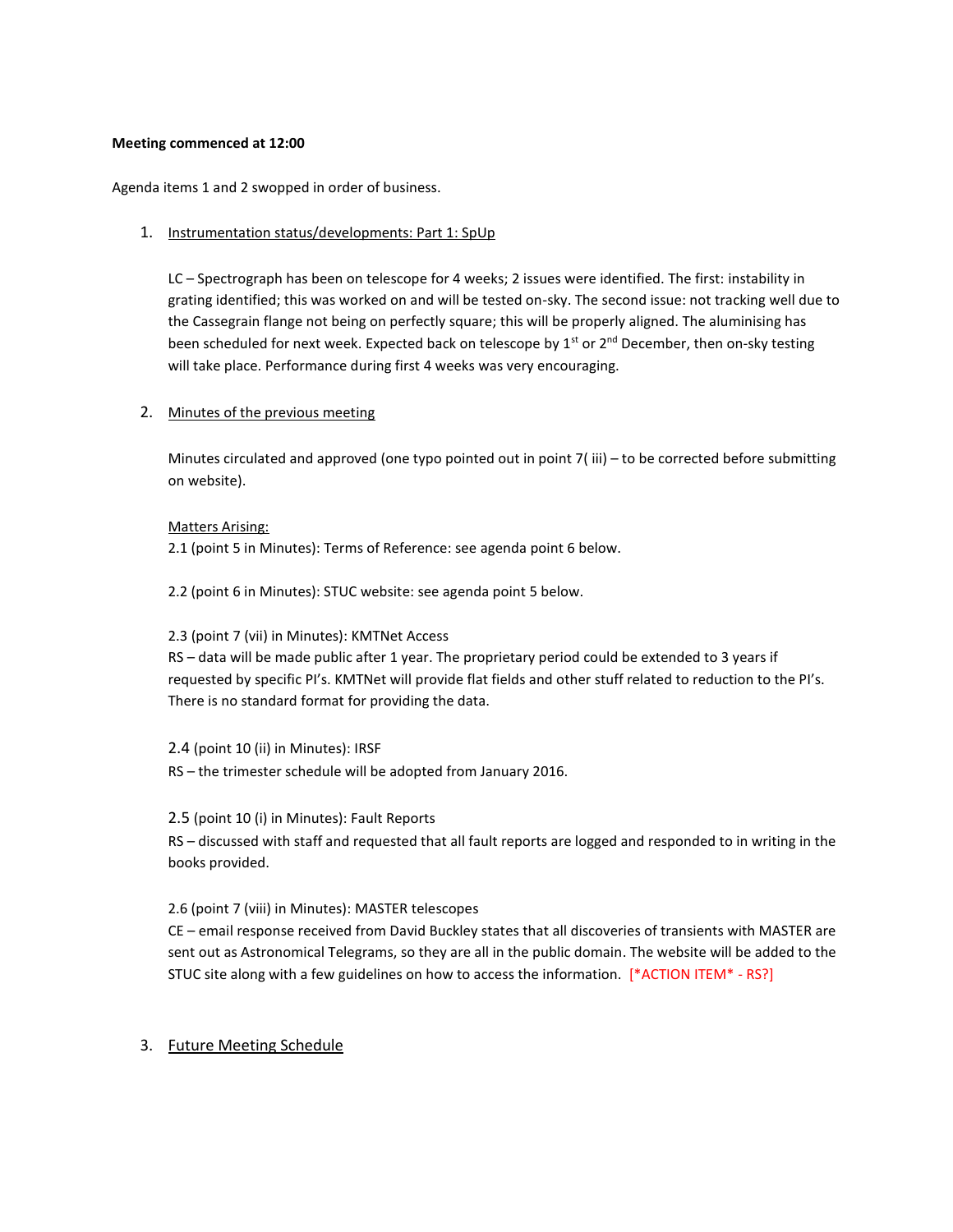**Meeting commenced at 12:00**

Agenda items 1 and 2 swopped in order of business.

1. Instrumentation status/developments: Part 1: SpUp

   LC – Spectrograph has been on telescope for 4 weeks; 2 issues were identified. The first: instability in grating identified; this was worked on and will be tested on-sky. The second issue: not tracking well due to the Cassegrain flange not being on perfectly square; this will be properly aligned. The aluminising has been scheduled for next week. Expected back on telescope by 1st or 2nd December, then on-sky testing will take place. Performance during first 4 weeks was very encouraging.

2. Minutes of the previous meeting

   Minutes circulated and approved (one typo pointed out in point 7( iii) – to be corrected before submitting on website).

   Matters Arising:

   2.1 (point 5 in Minutes): Terms of Reference: see agenda point 6 below.

   2.2 (point 6 in Minutes): STUC website: see agenda point 5 below.

   2.3 (point 7 (vii) in Minutes): KMTNet Access
   RS – data will be made public after 1 year. The proprietary period could be extended to 3 years if requested by specific PI's. KMTNet will provide flat fields and other stuff related to reduction to the PI's. There is no standard format for providing the data.

   2.4 (point 10 (ii) in Minutes): IRSF
   RS – the trimester schedule will be adopted from January 2016.

   2.5 (point 10 (i) in Minutes): Fault Reports
   RS – discussed with staff and requested that all fault reports are logged and responded to in writing in the books provided.

   2.6 (point 7 (viii) in Minutes): MASTER telescopes
   CE – email response received from David Buckley states that all discoveries of transients with MASTER are sent out as Astronomical Telegrams, so they are all in the public domain. The website will be added to the STUC site along with a few guidelines on how to access the information. [*ACTION ITEM* - RS?]

3. Future Meeting Schedule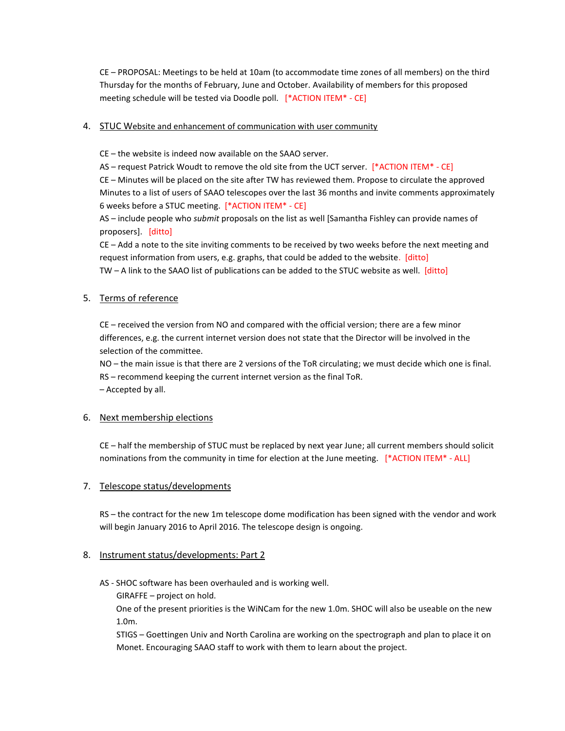CE – PROPOSAL: Meetings to be held at 10am (to accommodate time zones of all members) on the third Thursday for the months of February, June and October. Availability of members for this proposed meeting schedule will be tested via Doodle poll. [*ACTION ITEM* - CE]

4. <u>STUC Website and enhancement of communication with user community</u>

CE – the website is indeed now available on the SAAO server.
AS – request Patrick Woudt to remove the old site from the UCT server. [*ACTION ITEM* - CE]
CE – Minutes will be placed on the site after TW has reviewed them. Propose to circulate the approved Minutes to a list of users of SAAO telescopes over the last 36 months and invite comments approximately 6 weeks before a STUC meeting. [*ACTION ITEM* - CE]
AS – include people who *submit* proposals on the list as well [Samantha Fishley can provide names of proposers]. [ditto]
CE – Add a note to the site inviting comments to be received by two weeks before the next meeting and request information from users, e.g. graphs, that could be added to the website. [ditto]
TW – A link to the SAAO list of publications can be added to the STUC website as well. [ditto]

5. <u>Terms of reference</u>

CE – received the version from NO and compared with the official version; there are a few minor differences, e.g. the current internet version does not state that the Director will be involved in the selection of the committee.
NO – the main issue is that there are 2 versions of the ToR circulating; we must decide which one is final.
RS – recommend keeping the current internet version as the final ToR.
– Accepted by all.

6. <u>Next membership elections</u>

CE – half the membership of STUC must be replaced by next year June; all current members should solicit nominations from the community in time for election at the June meeting. [*ACTION ITEM* - ALL]

7. <u>Telescope status/developments</u>

RS – the contract for the new 1m telescope dome modification has been signed with the vendor and work will begin January 2016 to April 2016. The telescope design is ongoing.

8. <u>Instrument status/developments: Part 2</u>

AS - SHOC software has been overhauled and is working well.
GIRAFFE – project on hold.
One of the present priorities is the WiNCam for the new 1.0m. SHOC will also be useable on the new 1.0m.
STIGS – Goettingen Univ and North Carolina are working on the spectrograph and plan to place it on Monet. Encouraging SAAO staff to work with them to learn about the project.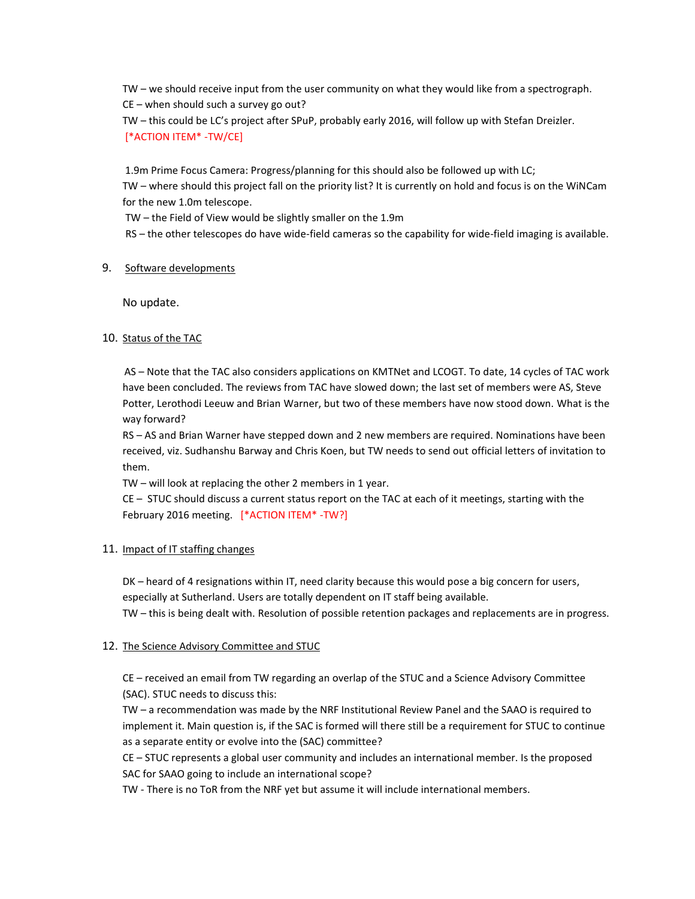TW – we should receive input from the user community on what they would like from a spectrograph.
CE – when should such a survey go out?
TW – this could be LC's project after SPuP, probably early 2016, will follow up with Stefan Dreizler.
[*ACTION ITEM* -TW/CE]

1.9m Prime Focus Camera: Progress/planning for this should also be followed up with LC;
TW – where should this project fall on the priority list? It is currently on hold and focus is on the WiNCam for the new 1.0m telescope.
TW – the Field of View would be slightly smaller on the 1.9m
RS – the other telescopes do have wide-field cameras so the capability for wide-field imaging is available.

9. Software developments

No update.

10. Status of the TAC

AS – Note that the TAC also considers applications on KMTNet and LCOGT. To date, 14 cycles of TAC work have been concluded. The reviews from TAC have slowed down; the last set of members were AS, Steve Potter, Lerothodi Leeuw and Brian Warner, but two of these members have now stood down. What is the way forward?
RS – AS and Brian Warner have stepped down and 2 new members are required. Nominations have been received, viz. Sudhanshu Barway and Chris Koen, but TW needs to send out official letters of invitation to them.
TW – will look at replacing the other 2 members in 1 year.
CE – STUC should discuss a current status report on the TAC at each of it meetings, starting with the February 2016 meeting. [*ACTION ITEM* -TW?]

11. Impact of IT staffing changes

DK – heard of 4 resignations within IT, need clarity because this would pose a big concern for users, especially at Sutherland. Users are totally dependent on IT staff being available.
TW – this is being dealt with. Resolution of possible retention packages and replacements are in progress.

12. The Science Advisory Committee and STUC

CE – received an email from TW regarding an overlap of the STUC and a Science Advisory Committee (SAC). STUC needs to discuss this:
TW – a recommendation was made by the NRF Institutional Review Panel and the SAAO is required to implement it. Main question is, if the SAC is formed will there still be a requirement for STUC to continue as a separate entity or evolve into the (SAC) committee?
CE – STUC represents a global user community and includes an international member. Is the proposed SAC for SAAO going to include an international scope?
TW - There is no ToR from the NRF yet but assume it will include international members.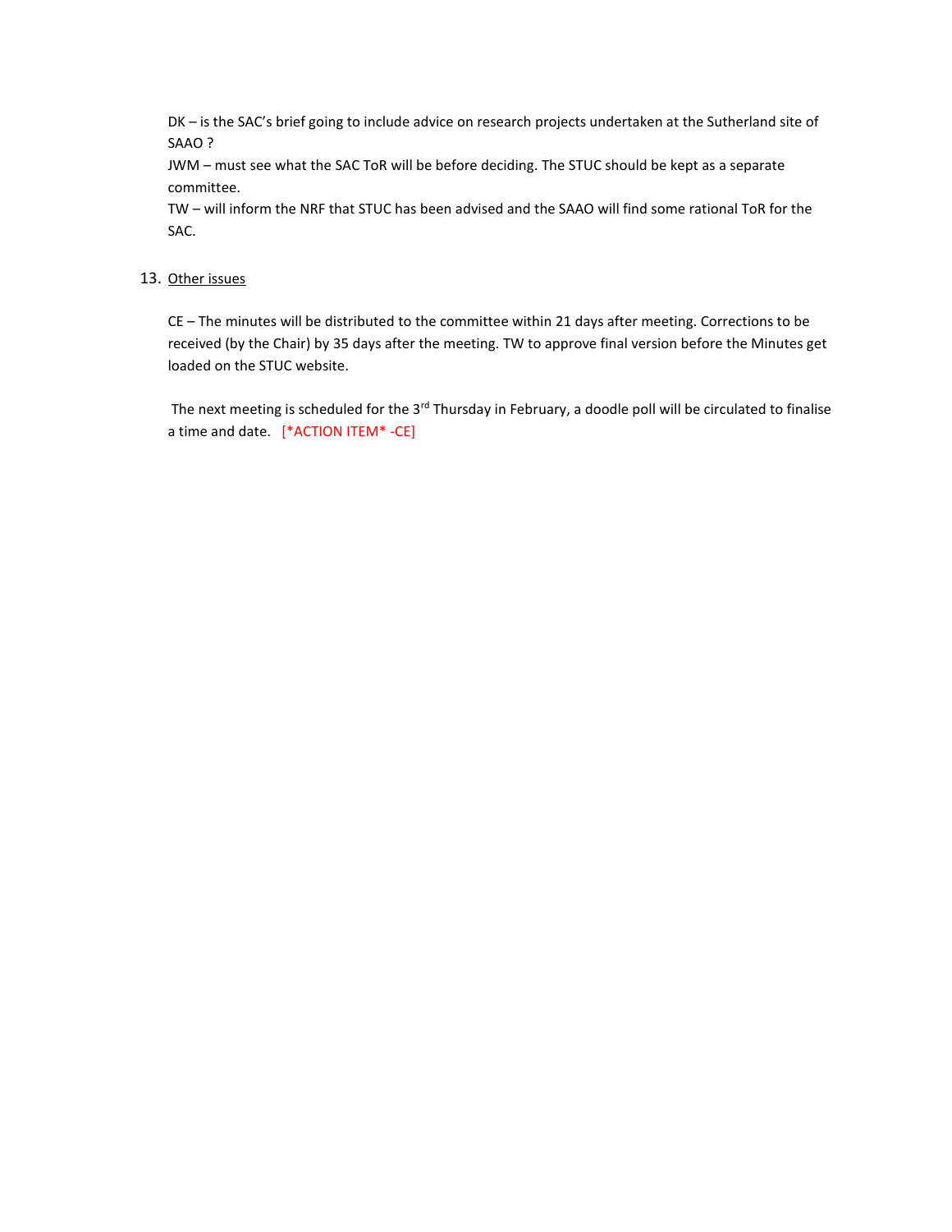DK – is the SAC's brief going to include advice on research projects undertaken at the Sutherland site of SAAO ?

JWM – must see what the SAC ToR will be before deciding. The STUC should be kept as a separate committee.

TW – will inform the NRF that STUC has been advised and the SAAO will find some rational ToR for the SAC.

13. Other issues

CE – The minutes will be distributed to the committee within 21 days after meeting. Corrections to be received (by the Chair) by 35 days after the meeting. TW to approve final version before the Minutes get loaded on the STUC website.

The next meeting is scheduled for the 3rd Thursday in February, a doodle poll will be circulated to finalise a time and date. [*ACTION ITEM* -CE]